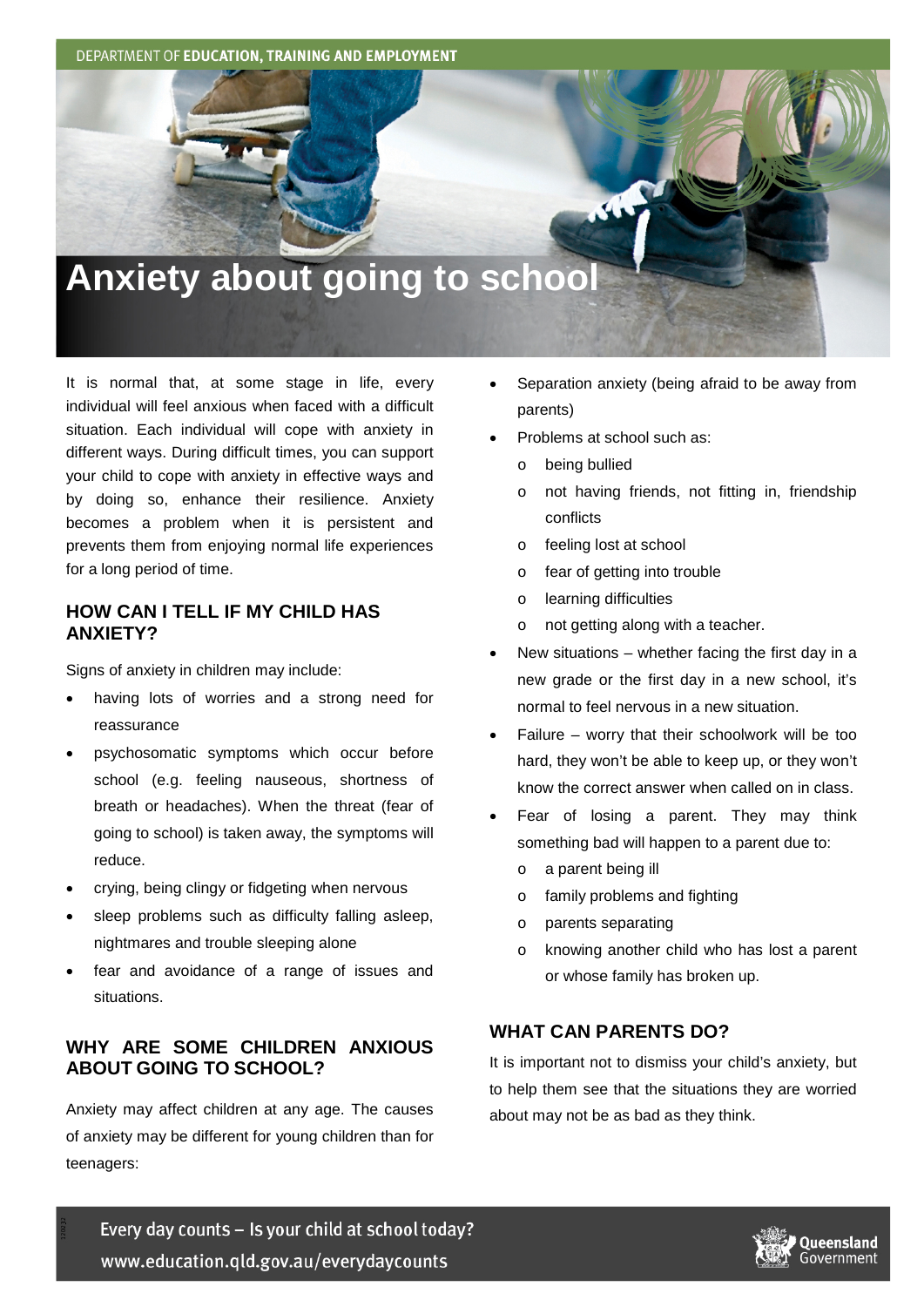DEPARTMENT OF **EDUCATION, TRAINING AND EMPLOYMENT**

# Anxiety about going to school

It is normal that, at some stage in life, every individual will feel anxious when faced with a difficult situation. Each individual will cope with anxiety in different ways. During difficult times, you can support your child to cope with anxiety in effective ways and by doing so, enhance their resilience. Anxiety becomes a problem when it is persistent and prevents them from enjoying normal life experiences for a long period of time.

## HOW CAN I TELL IF MY CHILD HAS ANXIETY?

Signs of anxiety in children may include:

- having lots of worries and a strong need for reassurance
- psychosomatic symptoms which occur before school (e.g. feeling nauseous, shortness of breath or headaches). When the threat (fear of going to school) is taken away, the symptoms will reduce.
- crying, being clingy or fidgeting when nervous
- sleep problems such as difficulty falling asleep, nightmares and trouble sleeping alone
- fear and avoidance of a range of issues and situations.

## WHY ARE SOME CHILDREN ANXIOUS ABOUT GOING TO SCHOOL?

Anxiety may affect children at any age. The causes of anxiety may be different for young children than for teenagers:

- Separation anxiety (being afraid to be away from parents)
- Problems at school such as:
  - being bullied
  - not having friends, not fitting in, friendship conflicts
  - feeling lost at school
  - fear of getting into trouble
  - learning difficulties
  - not getting along with a teacher.
- New situations – whether facing the first day in a new grade or the first day in a new school, it's normal to feel nervous in a new situation.
- Failure – worry that their schoolwork will be too hard, they won't be able to keep up, or they won't know the correct answer when called on in class.
- Fear of losing a parent. They may think something bad will happen to a parent due to:
  - a parent being ill
  - family problems and fighting
  - parents separating
  - knowing another child who has lost a parent or whose family has broken up.

## WHAT CAN PARENTS DO?

It is important not to dismiss your child's anxiety, but to help them see that the situations they are worried about may not be as bad as they think.

Every day counts – Is your child at school today?
www.education.qld.gov.au/everydaycounts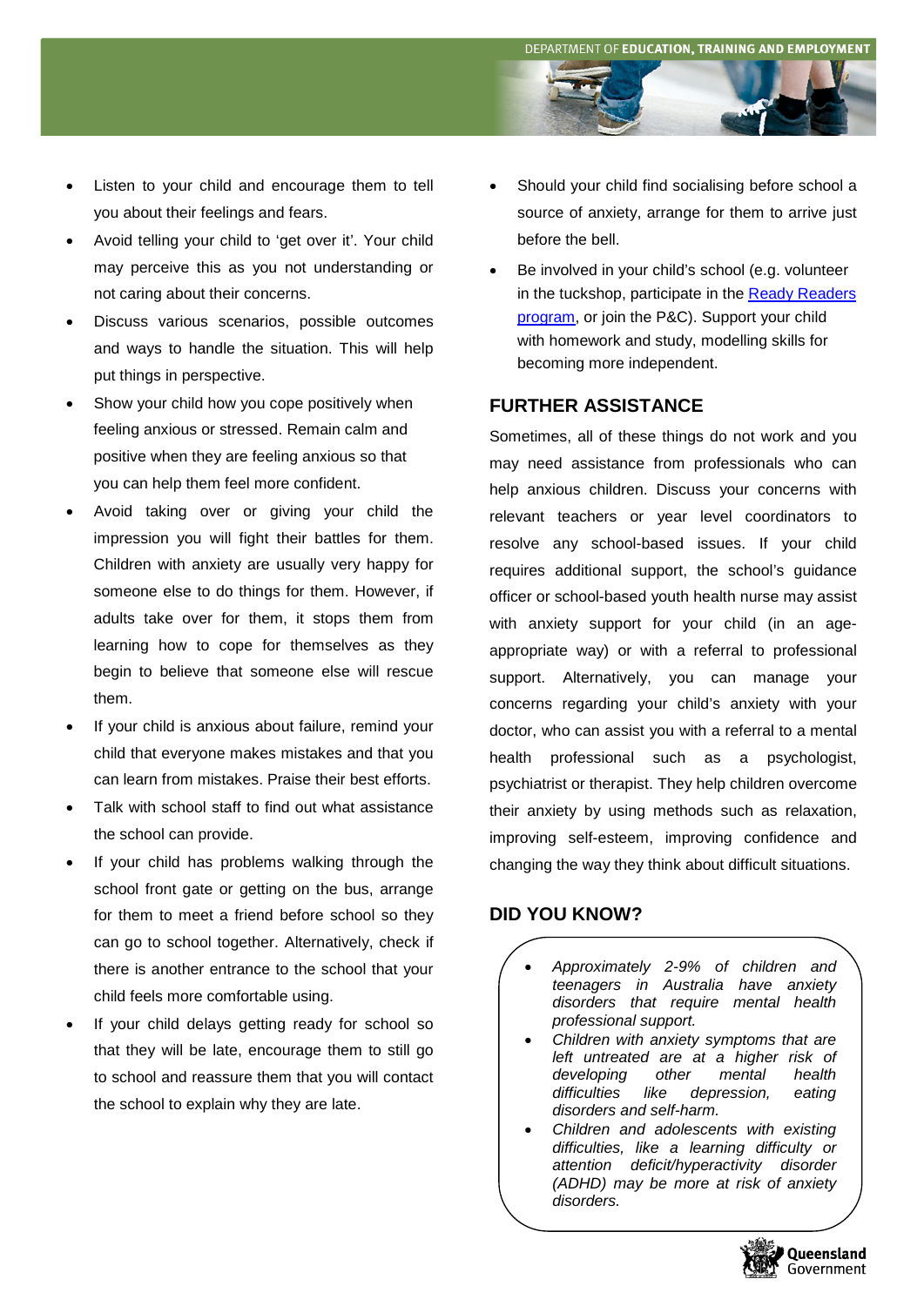- Listen to your child and encourage them to tell you about their feelings and fears.
- Avoid telling your child to 'get over it'. Your child may perceive this as you not understanding or not caring about their concerns.
- Discuss various scenarios, possible outcomes and ways to handle the situation. This will help put things in perspective.
- Show your child how you cope positively when feeling anxious or stressed. Remain calm and positive when they are feeling anxious so that you can help them feel more confident.
- Avoid taking over or giving your child the impression you will fight their battles for them. Children with anxiety are usually very happy for someone else to do things for them. However, if adults take over for them, it stops them from learning how to cope for themselves as they begin to believe that someone else will rescue them.
- If your child is anxious about failure, remind your child that everyone makes mistakes and that you can learn from mistakes. Praise their best efforts.
- Talk with school staff to find out what assistance the school can provide.
- If your child has problems walking through the school front gate or getting on the bus, arrange for them to meet a friend before school so they can go to school together. Alternatively, check if there is another entrance to the school that your child feels more comfortable using.
- If your child delays getting ready for school so that they will be late, encourage them to still go to school and reassure them that you will contact the school to explain why they are late.
- Should your child find socialising before school a source of anxiety, arrange for them to arrive just before the bell.
- Be involved in your child's school (e.g. volunteer in the tuckshop, participate in the Ready Readers program, or join the P&C). Support your child with homework and study, modelling skills for becoming more independent.

## FURTHER ASSISTANCE

Sometimes, all of these things do not work and you may need assistance from professionals who can help anxious children. Discuss your concerns with relevant teachers or year level coordinators to resolve any school-based issues. If your child requires additional support, the school's guidance officer or school-based youth health nurse may assist with anxiety support for your child (in an age-appropriate way) or with a referral to professional support. Alternatively, you can manage your concerns regarding your child's anxiety with your doctor, who can assist you with a referral to a mental health professional such as a psychologist, psychiatrist or therapist. They help children overcome their anxiety by using methods such as relaxation, improving self-esteem, improving confidence and changing the way they think about difficult situations.

## DID YOU KNOW?

- *Approximately 2-9% of children and teenagers in Australia have anxiety disorders that require mental health professional support.*
- *Children with anxiety symptoms that are left untreated are at a higher risk of developing other mental health difficulties like depression, eating disorders and self-harm.*
- *Children and adolescents with existing difficulties, like a learning difficulty or attention deficit/hyperactivity disorder (ADHD) may be more at risk of anxiety disorders.*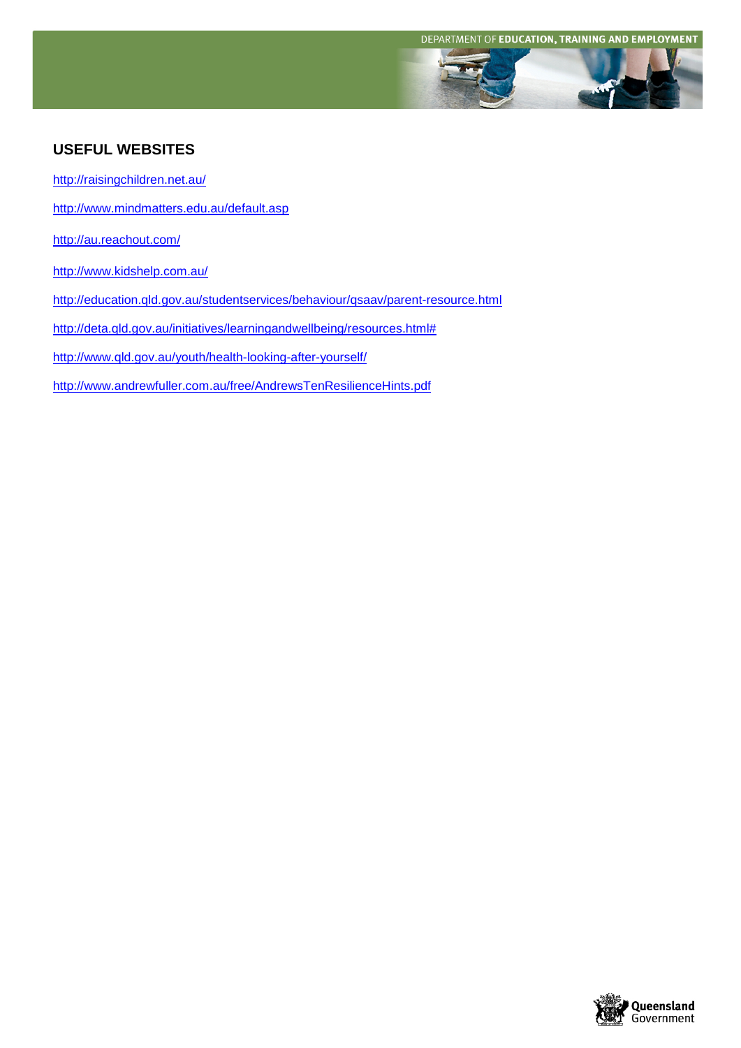## USEFUL WEBSITES

http://raisingchildren.net.au/

http://www.mindmatters.edu.au/default.asp

http://au.reachout.com/

http://www.kidshelp.com.au/

http://education.qld.gov.au/studentservices/behaviour/qsaav/parent-resource.html

http://deta.qld.gov.au/initiatives/learningandwellbeing/resources.html#

http://www.qld.gov.au/youth/health-looking-after-yourself/

http://www.andrewfuller.com.au/free/AndrewsTenResilienceHints.pdf